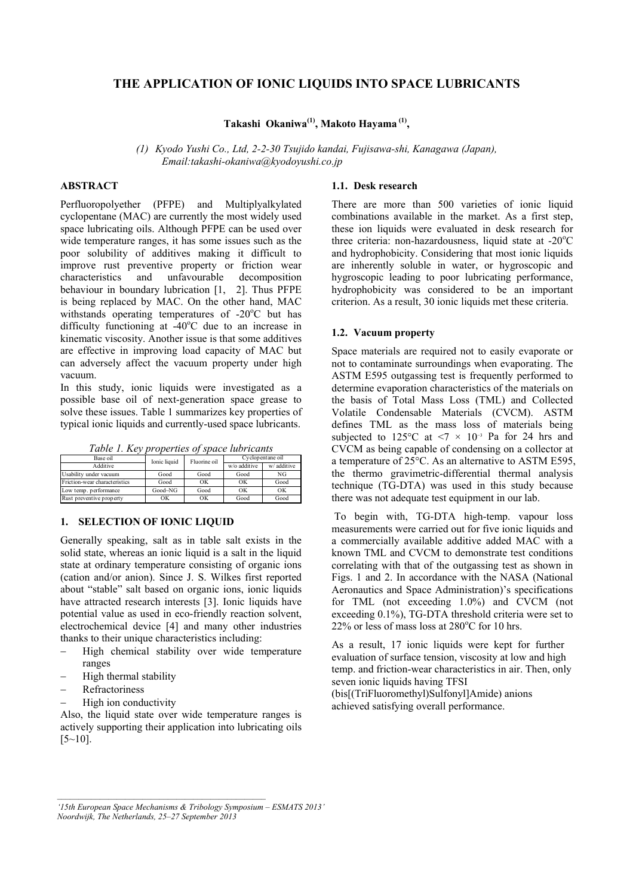# THE APPLICATION OF IONIC LIQUIDS INTO SPACE LUBRICANTS

**Takashi Okaniwa[(1)], Makoto Hayama [(1)],**

*(1) Kyodo Yushi Co., Ltd, 2-2-30 Tsujido kandai, Fujisawa-shi, Kanagawa (Japan), Email:takashi-okaniwa@kyodoyushi.co.jp*

## ABSTRACT

Perfluoropolyether (PFPE) and Multiplyalkylated cyclopentane (MAC) are currently the most widely used space lubricating oils. Although PFPE can be used over wide temperature ranges, it has some issues such as the poor solubility of additives making it difficult to improve rust preventive property or friction wear characteristics and unfavourable decomposition behaviour in boundary lubrication [1, 2]. Thus PFPE is being replaced by MAC. On the other hand, MAC withstands operating temperatures of -20°C but has difficulty functioning at -40°C due to an increase in kinematic viscosity. Another issue is that some additives are effective in improving load capacity of MAC but can adversely affect the vacuum property under high vacuum.

In this study, ionic liquids were investigated as a possible base oil of next-generation space grease to solve these issues. Table 1 summarizes key properties of typical ionic liquids and currently-used space lubricants.

*Table 1. Key properties of space lubricants*

| Base oil | Ionic liquid | Fluorine oil | Cyclopentane oil | |
|---|---|---|---|---|
| Additive | | | w/o additive | w/ additive |
| Usability under vacuum | Good | Good | Good | NG |
| Friction-wear characteristics | Good | OK | OK | Good |
| Low temp. performance | Good~NG | Good | OK | OK |
| Rust preventive property | OK | OK | Good | Good |

## 1. SELECTION OF IONIC LIQUID

Generally speaking, salt as in table salt exists in the solid state, whereas an ionic liquid is a salt in the liquid state at ordinary temperature consisting of organic ions (cation and/or anion). Since J. S. Wilkes first reported about "stable" salt based on organic ions, ionic liquids have attracted research interests [3]. Ionic liquids have potential value as used in eco-friendly reaction solvent, electrochemical device [4] and many other industries thanks to their unique characteristics including:

- High chemical stability over wide temperature ranges
- High thermal stability
- Refractoriness
- High ion conductivity

Also, the liquid state over wide temperature ranges is actively supporting their application into lubricating oils [5~10].

### 1.1. Desk research

There are more than 500 varieties of ionic liquid combinations available in the market. As a first step, these ion liquids were evaluated in desk research for three criteria: non-hazardousness, liquid state at -20°C and hydrophobicity. Considering that most ionic liquids are inherently soluble in water, or hygroscopic and hygroscopic leading to poor lubricating performance, hydrophobicity was considered to be an important criterion. As a result, 30 ionic liquids met these criteria.

### 1.2. Vacuum property

Space materials are required not to easily evaporate or not to contaminate surroundings when evaporating. The ASTM E595 outgassing test is frequently performed to determine evaporation characteristics of the materials on the basis of Total Mass Loss (TML) and Collected Volatile Condensable Materials (CVCM). ASTM defines TML as the mass loss of materials being subjected to 125°C at $<7 \times 10^{-3}$ Pa for 24 hrs and CVCM as being capable of condensing on a collector at a temperature of 25°C. As an alternative to ASTM E595, the thermo gravimetric-differential thermal analysis technique (TG-DTA) was used in this study because there was not adequate test equipment in our lab.

To begin with, TG-DTA high-temp. vapour loss measurements were carried out for five ionic liquids and a commercially available additive added MAC with a known TML and CVCM to demonstrate test conditions correlating with that of the outgassing test as shown in Figs. 1 and 2. In accordance with the NASA (National Aeronautics and Space Administration)'s specifications for TML (not exceeding 1.0%) and CVCM (not exceeding 0.1%), TG-DTA threshold criteria were set to 22% or less of mass loss at 280°C for 10 hrs.

As a result, 17 ionic liquids were kept for further evaluation of surface tension, viscosity at low and high temp. and friction-wear characteristics in air. Then, only seven ionic liquids having TFSI (bis[(TriFluoromethyl)Sulfonyl]Amide) anions achieved satisfying overall performance.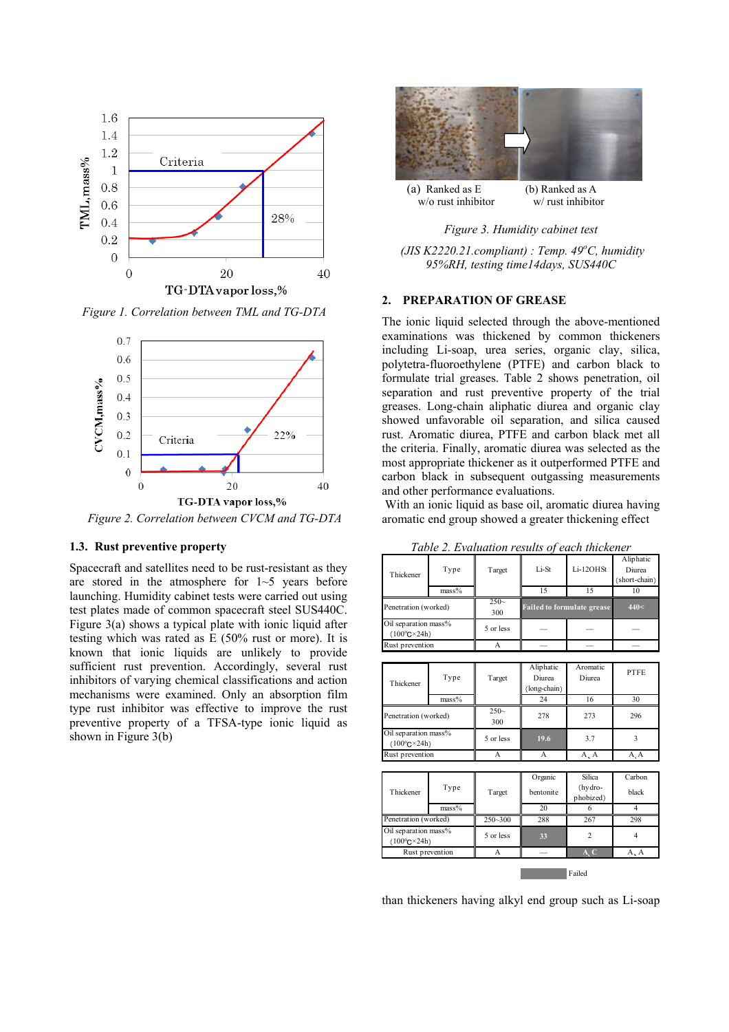Figure 1. Correlation between TML and TG-DTA

Figure 2. Correlation between CVCM and TG-DTA

### 1.3. Rust preventive property

Spacecraft and satellites need to be rust-resistant as they are stored in the atmosphere for 1~5 years before launching. Humidity cabinet tests were carried out using test plates made of common spacecraft steel SUS440C. Figure 3(a) shows a typical plate with ionic liquid after testing which was rated as E (50% rust or more). It is known that ionic liquids are unlikely to provide sufficient rust prevention. Accordingly, several rust inhibitors of varying chemical classifications and action mechanisms were examined. Only an absorption film type rust inhibitor was effective to improve the rust preventive property of a TFSA-type ionic liquid as shown in Figure 3(b)

(a) Ranked as E w/o rust inhibitor (b) Ranked as A w/ rust inhibitor

*Figure 3. Humidity cabinet test*

*(JIS K2220.21.compliant) : Temp. 49°C, humidity 95%RH, testing time14days, SUS440C*

## 2. PREPARATION OF GREASE

The ionic liquid selected through the above-mentioned examinations was thickened by common thickeners including Li-soap, urea series, organic clay, silica, polytetra-fluoroethylene (PTFE) and carbon black to formulate trial greases. Table 2 shows penetration, oil separation and rust preventive property of the trial greases. Long-chain aliphatic diurea and organic clay showed unfavorable oil separation, and silica caused rust. Aromatic diurea, PTFE and carbon black met all the criteria. Finally, aromatic diurea was selected as the most appropriate thickener as it outperformed PTFE and carbon black in subsequent outgassing measurements and other performance evaluations.

With an ionic liquid as base oil, aromatic diurea having aromatic end group showed a greater thickening effect

*Table 2. Evaluation results of each thickener*

| Thickener Type | Target | Li-St | Li-12OHSt | Aliphatic Diurea (short-chain) |
|---|---|---|---|---|
| mass% | | 15 | 15 | 10 |
| Penetration (worked) | 250~300 | Failed to formulate grease | | 440< |
| Oil separation mass% (100°C×24h) | 5 or less | — | — | — |
| Rust prevention | A | — | — | — |

| Thickener Type | Target | Aliphatic Diurea (long-chain) | Aromatic Diurea | PTFE |
|---|---|---|---|---|
| mass% | | 24 | 16 | 30 |
| Penetration (worked) | 250~300 | 278 | 273 | 296 |
| Oil separation mass% (100°C×24h) | 5 or less | 19.6 | 3.7 | 3 |
| Rust prevention | A | A | A、A | A, A |

| Thickener Type | Target | Organic bentonite | Silica (hydro-phobized) | Carbon black |
|---|---|---|---|---|
| mass% | | 20 | 6 | 4 |
| Penetration (worked) | 250~300 | 288 | 267 | 298 |
| Oil separation mass% (100°C×24h) | 5 or less | 33 | 2 | 4 |
| Rust prevention | A | — | A, C | A, A |

(Shaded cells: Failed)

than thickeners having alkyl end group such as Li-soap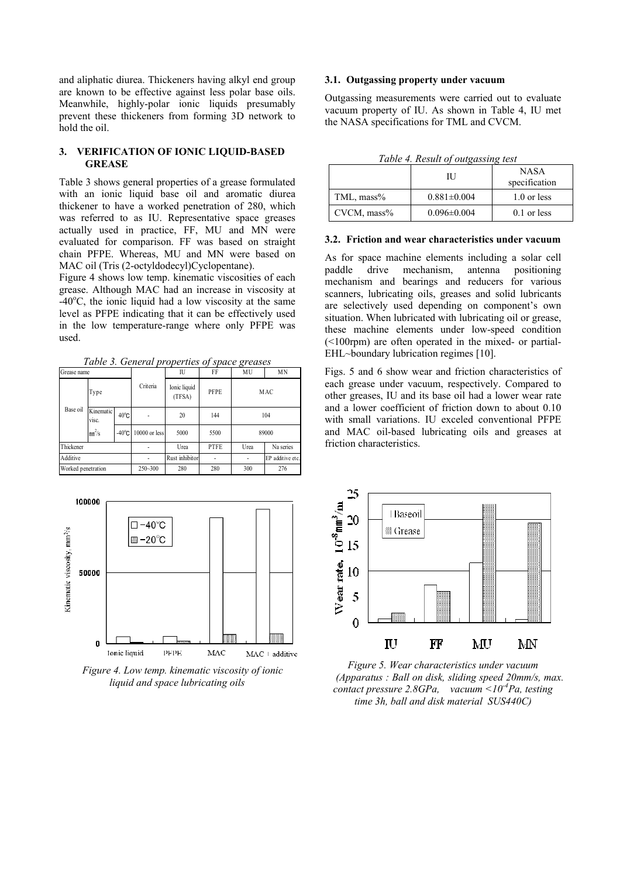and aliphatic diurea. Thickeners having alkyl end group are known to be effective against less polar base oils. Meanwhile, highly-polar ionic liquids presumably prevent these thickeners from forming 3D network to hold the oil.

## 3. VERIFICATION OF IONIC LIQUID-BASED GREASE

Table 3 shows general properties of a grease formulated with an ionic liquid base oil and aromatic diurea thickener to have a worked penetration of 280, which was referred to as IU. Representative space greases actually used in practice, FF, MU and MN were evaluated for comparison. FF was based on straight chain PFPE. Whereas, MU and MN were based on MAC oil (Tris (2-octyldodecyl)Cyclopentane).

Figure 4 shows low temp. kinematic viscosities of each grease. Although MAC had an increase in viscosity at -40°C, the ionic liquid had a low viscosity at the same level as PFPE indicating that it can be effectively used in the low temperature-range where only PFPE was used.

*Table 3. General properties of space greases*

| Grease name | | | Criteria | IU | FF | MU | MN |
|---|---|---|---|---|---|---|---|
| Base oil | Type | | | Ionic liquid (TFSA) | PFPE | MAC | |
| | Kinematic visc. | 40°C | - | 20 | 144 | 104 | |
| | $mm^2/s$ | -40°C | 10000 or less | 5000 | 5500 | 89000 | |
| Thickener | | | - | Urea | PTFE | Urea | Na series |
| Additive | | | - | Rust inhibitor | - | - | EP additive etc. |
| Worked penetration | | | 250~300 | 280 | 280 | 300 | 276 |

*Figure 4. Low temp. kinematic viscosity of ionic liquid and space lubricating oils*

### 3.1. Outgassing property under vacuum

Outgassing measurements were carried out to evaluate vacuum property of IU. As shown in Table 4, IU met the NASA specifications for TML and CVCM.

*Table 4. Result of outgassing test*

| | IU | NASA specification |
|---|---|---|
| TML, mass% | 0.881±0.004 | 1.0 or less |
| CVCM, mass% | 0.096±0.004 | 0.1 or less |

### 3.2. Friction and wear characteristics under vacuum

As for space machine elements including a solar cell paddle drive mechanism, antenna positioning mechanism and bearings and reducers for various scanners, lubricating oils, greases and solid lubricants are selectively used depending on component's own situation. When lubricated with lubricating oil or grease, these machine elements under low-speed condition (<100rpm) are often operated in the mixed- or partial-EHL~boundary lubrication regimes [10].

Figs. 5 and 6 show wear and friction characteristics of each grease under vacuum, respectively. Compared to other greases, IU and its base oil had a lower wear rate and a lower coefficient of friction down to about 0.10 with small variations. IU exceled conventional PFPE and MAC oil-based lubricating oils and greases at friction characteristics.

*Figure 5. Wear characteristics under vacuum (Apparatus : Ball on disk, sliding speed 20mm/s, max. contact pressure 2.8GPa, vacuum <$10^{-4}$Pa, testing time 3h, ball and disk material SUS440C)*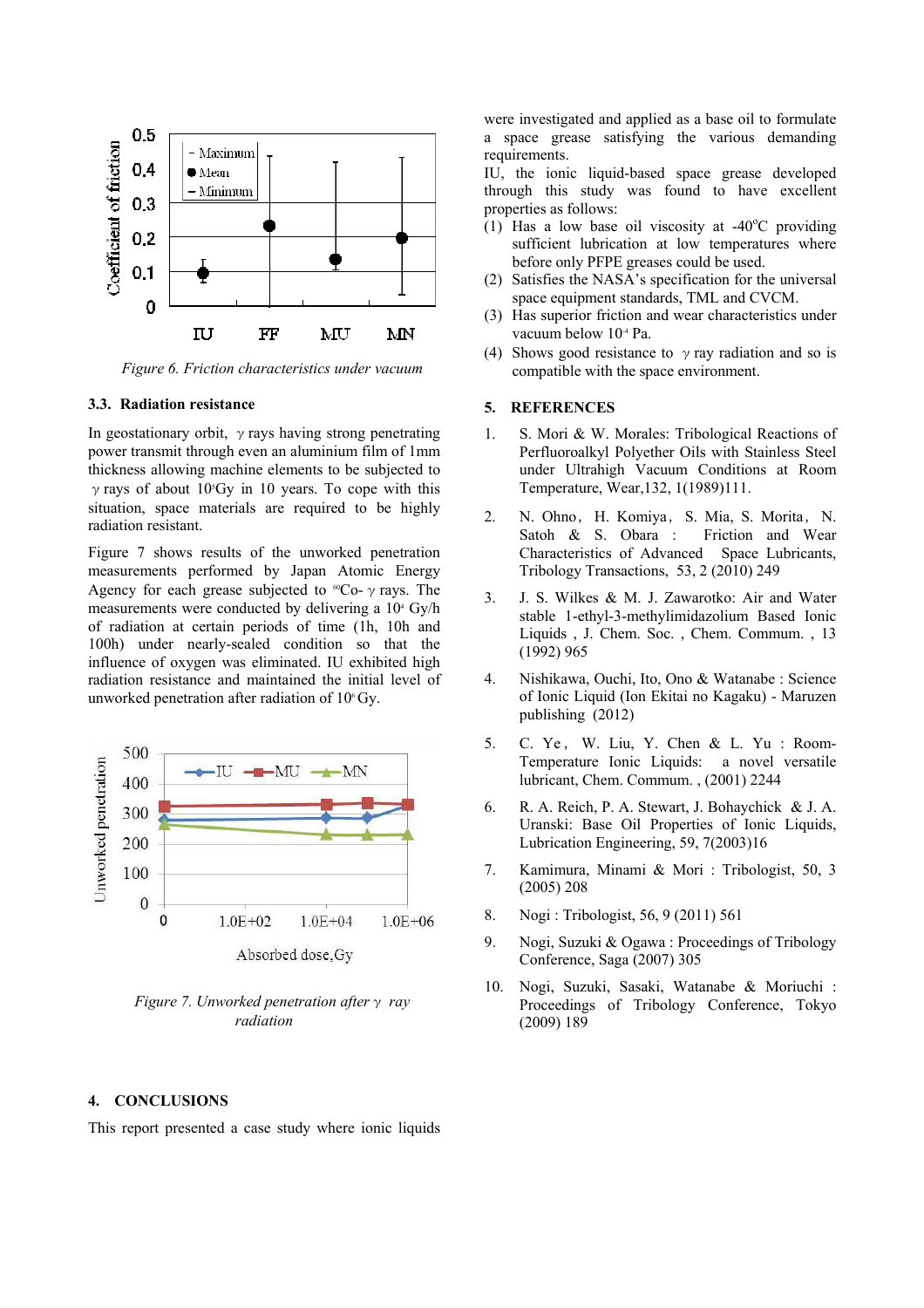0.5
0.4
0.3
0.2
0.1
0
Coefficient of friction
- Maximum
● Mean
- Minimum
IU FF MU MN

*Figure 6. Friction characteristics under vacuum*

### 3.3. Radiation resistance

In geostationary orbit, $\gamma$ rays having strong penetrating power transmit through even an aluminium film of 1mm thickness allowing machine elements to be subjected to $\gamma$ rays of about $10^6$Gy in 10 years. To cope with this situation, space materials are required to be highly radiation resistant.

Figure 7 shows results of the unworked penetration measurements performed by Japan Atomic Energy Agency for each grease subjected to $^{60}$Co- $\gamma$ rays. The measurements were conducted by delivering a $10^4$ Gy/h of radiation at certain periods of time (1h, 10h and 100h) under nearly-sealed condition so that the influence of oxygen was eliminated. IU exhibited high radiation resistance and maintained the initial level of unworked penetration after radiation of $10^6$ Gy.

500
400
300
200
100
0
Unworked penetration
IU MU MN
0 1.0E+02 1.0E+04 1.0E+06
Absorbed dose,Gy

*Figure 7. Unworked penetration after $\gamma$ ray radiation*

## 4. CONCLUSIONS

This report presented a case study where ionic liquids were investigated and applied as a base oil to formulate a space grease satisfying the various demanding requirements.

IU, the ionic liquid-based space grease developed through this study was found to have excellent properties as follows:

(1) Has a low base oil viscosity at -40°C providing sufficient lubrication at low temperatures where before only PFPE greases could be used.

(2) Satisfies the NASA's specification for the universal space equipment standards, TML and CVCM.

(3) Has superior friction and wear characteristics under vacuum below $10^{-4}$ Pa.

(4) Shows good resistance to $\gamma$ ray radiation and so is compatible with the space environment.

## 5. REFERENCES

1. S. Mori & W. Morales: Tribological Reactions of Perfluoroalkyl Polyether Oils with Stainless Steel under Ultrahigh Vacuum Conditions at Room Temperature, Wear,132, 1(1989)111.

2. N. Ohno, H. Komiya, S. Mia, S. Morita, N. Satoh & S. Obara : Friction and Wear Characteristics of Advanced Space Lubricants, Tribology Transactions, 53, 2 (2010) 249

3. J. S. Wilkes & M. J. Zawarotko: Air and Water stable 1-ethyl-3-methylimidazolium Based Ionic Liquids , J. Chem. Soc. , Chem. Commum. , 13 (1992) 965

4. Nishikawa, Ouchi, Ito, Ono & Watanabe : Science of Ionic Liquid (Ion Ekitai no Kagaku) - Maruzen publishing (2012)

5. C. Ye, W. Liu, Y. Chen & L. Yu : Room-Temperature Ionic Liquids: a novel versatile lubricant, Chem. Commum. , (2001) 2244

6. R. A. Reich, P. A. Stewart, J. Bohaychick & J. A. Uranski: Base Oil Properties of Ionic Liquids, Lubrication Engineering, 59, 7(2003)16

7. Kamimura, Minami & Mori : Tribologist, 50, 3 (2005) 208

8. Nogi : Tribologist, 56, 9 (2011) 561

9. Nogi, Suzuki & Ogawa : Proceedings of Tribology Conference, Saga (2007) 305

10. Nogi, Suzuki, Sasaki, Watanabe & Moriuchi : Proceedings of Tribology Conference, Tokyo (2009) 189